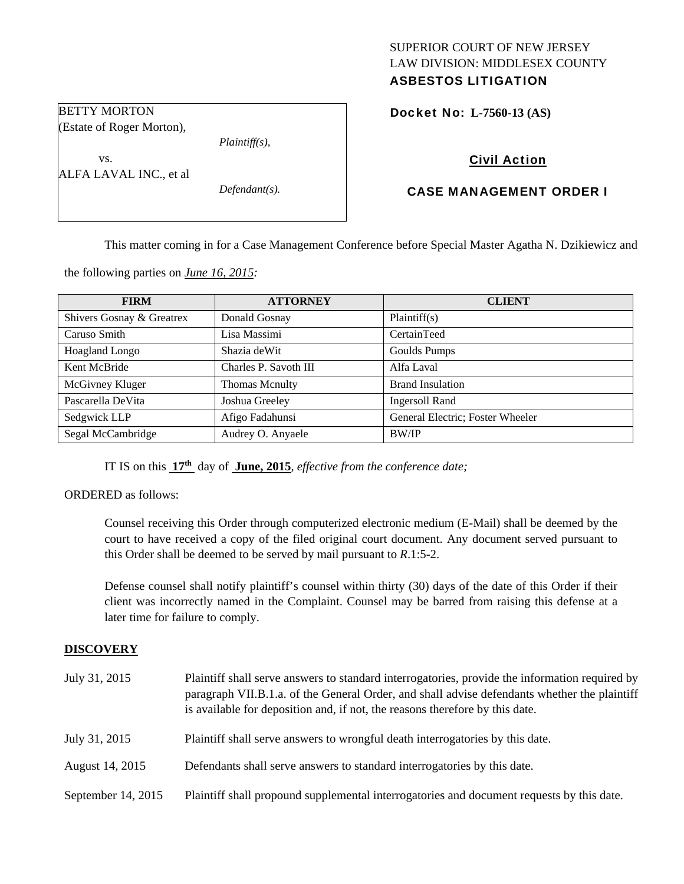SUPERIOR COURT OF NEW JERSEY
LAW DIVISION: MIDDLESEX COUNTY
**ASBESTOS LITIGATION**

BETTY MORTON
(Estate of Roger Morton),

*Plaintiff(s),*

vs.

ALFA LAVAL INC., et al

*Defendant(s).*

**Docket No: L-7560-13 (AS)**

**Civil Action**

**CASE MANAGEMENT ORDER I**

This matter coming in for a Case Management Conference before Special Master Agatha N. Dzikiewicz and the following parties on *June 16, 2015:*

| FIRM | ATTORNEY | CLIENT |
|---|---|---|
| Shivers Gosnay & Greatrex | Donald Gosnay | Plaintiff(s) |
| Caruso Smith | Lisa Massimi | CertainTeed |
| Hoagland Longo | Shazia deWit | Goulds Pumps |
| Kent McBride | Charles P. Savoth III | Alfa Laval |
| McGivney Kluger | Thomas Mcnulty | Brand Insulation |
| Pascarella DeVita | Joshua Greeley | Ingersoll Rand |
| Sedgwick LLP | Afigo Fadahunsi | General Electric; Foster Wheeler |
| Segal McCambridge | Audrey O. Anyaele | BW/IP |

IT IS on this **17th** day of **June, 2015**, *effective from the conference date;*

ORDERED as follows:

Counsel receiving this Order through computerized electronic medium (E-Mail) shall be deemed by the court to have received a copy of the filed original court document. Any document served pursuant to this Order shall be deemed to be served by mail pursuant to *R*.1:5-2.

Defense counsel shall notify plaintiff's counsel within thirty (30) days of the date of this Order if their client was incorrectly named in the Complaint. Counsel may be barred from raising this defense at a later time for failure to comply.

## DISCOVERY

| | |
|---|---|
| July 31, 2015 | Plaintiff shall serve answers to standard interrogatories, provide the information required by paragraph VII.B.1.a. of the General Order, and shall advise defendants whether the plaintiff is available for deposition and, if not, the reasons therefore by this date. |
| July 31, 2015 | Plaintiff shall serve answers to wrongful death interrogatories by this date. |
| August 14, 2015 | Defendants shall serve answers to standard interrogatories by this date. |
| September 14, 2015 | Plaintiff shall propound supplemental interrogatories and document requests by this date. |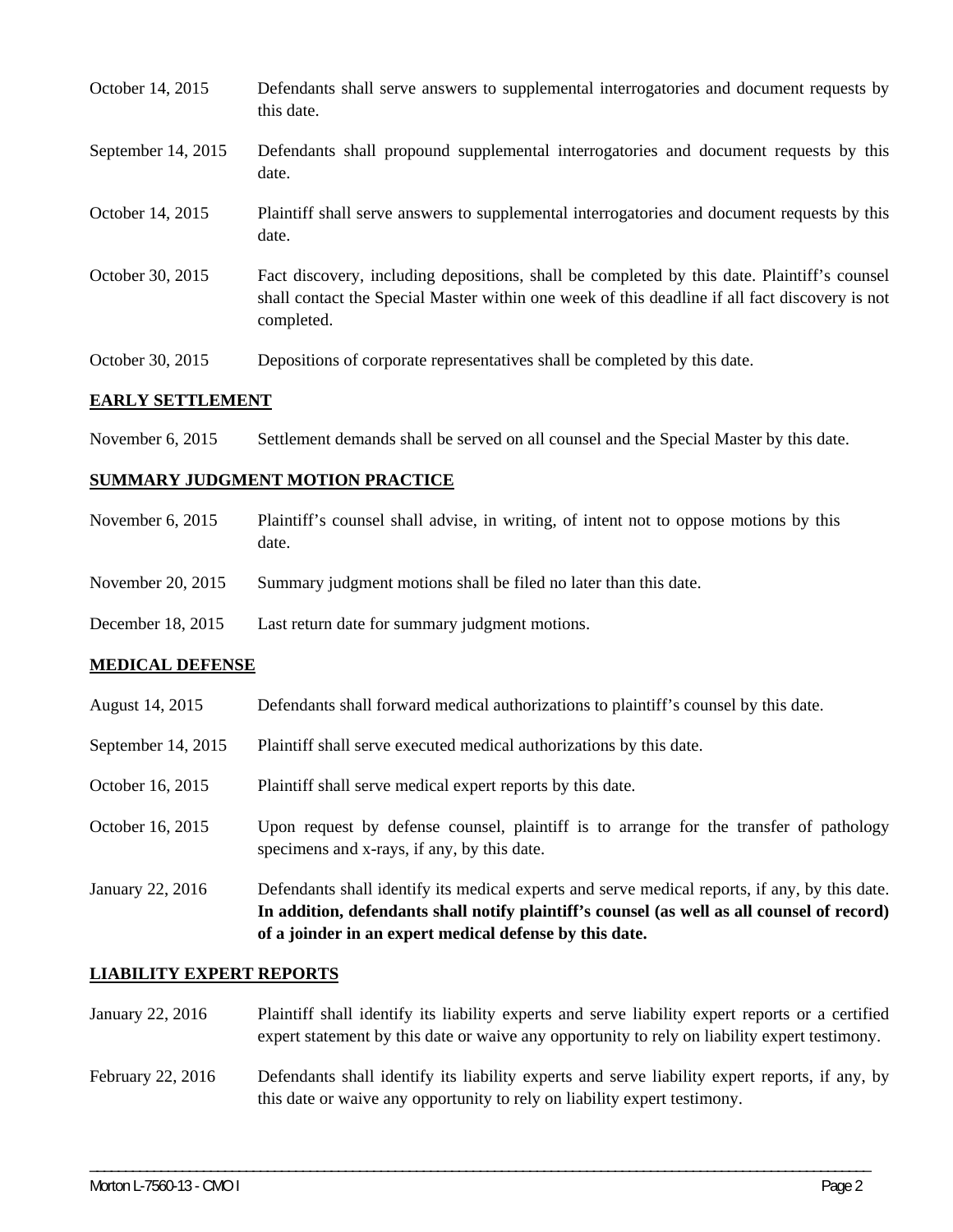| | |
|---|---|
| October 14, 2015 | Defendants shall serve answers to supplemental interrogatories and document requests by this date. |
| September 14, 2015 | Defendants shall propound supplemental interrogatories and document requests by this date. |
| October 14, 2015 | Plaintiff shall serve answers to supplemental interrogatories and document requests by this date. |
| October 30, 2015 | Fact discovery, including depositions, shall be completed by this date. Plaintiff's counsel shall contact the Special Master within one week of this deadline if all fact discovery is not completed. |
| October 30, 2015 | Depositions of corporate representatives shall be completed by this date. |

**EARLY SETTLEMENT**

| | |
|---|---|
| November 6, 2015 | Settlement demands shall be served on all counsel and the Special Master by this date. |

**SUMMARY JUDGMENT MOTION PRACTICE**

| | |
|---|---|
| November 6, 2015 | Plaintiff's counsel shall advise, in writing, of intent not to oppose motions by this date. |
| November 20, 2015 | Summary judgment motions shall be filed no later than this date. |
| December 18, 2015 | Last return date for summary judgment motions. |

**MEDICAL DEFENSE**

| | |
|---|---|
| August 14, 2015 | Defendants shall forward medical authorizations to plaintiff's counsel by this date. |
| September 14, 2015 | Plaintiff shall serve executed medical authorizations by this date. |
| October 16, 2015 | Plaintiff shall serve medical expert reports by this date. |
| October 16, 2015 | Upon request by defense counsel, plaintiff is to arrange for the transfer of pathology specimens and x-rays, if any, by this date. |
| January 22, 2016 | Defendants shall identify its medical experts and serve medical reports, if any, by this date. **In addition, defendants shall notify plaintiff's counsel (as well as all counsel of record) of a joinder in an expert medical defense by this date.** |

**LIABILITY EXPERT REPORTS**

| | |
|---|---|
| January 22, 2016 | Plaintiff shall identify its liability experts and serve liability expert reports or a certified expert statement by this date or waive any opportunity to rely on liability expert testimony. |
| February 22, 2016 | Defendants shall identify its liability experts and serve liability expert reports, if any, by this date or waive any opportunity to rely on liability expert testimony. |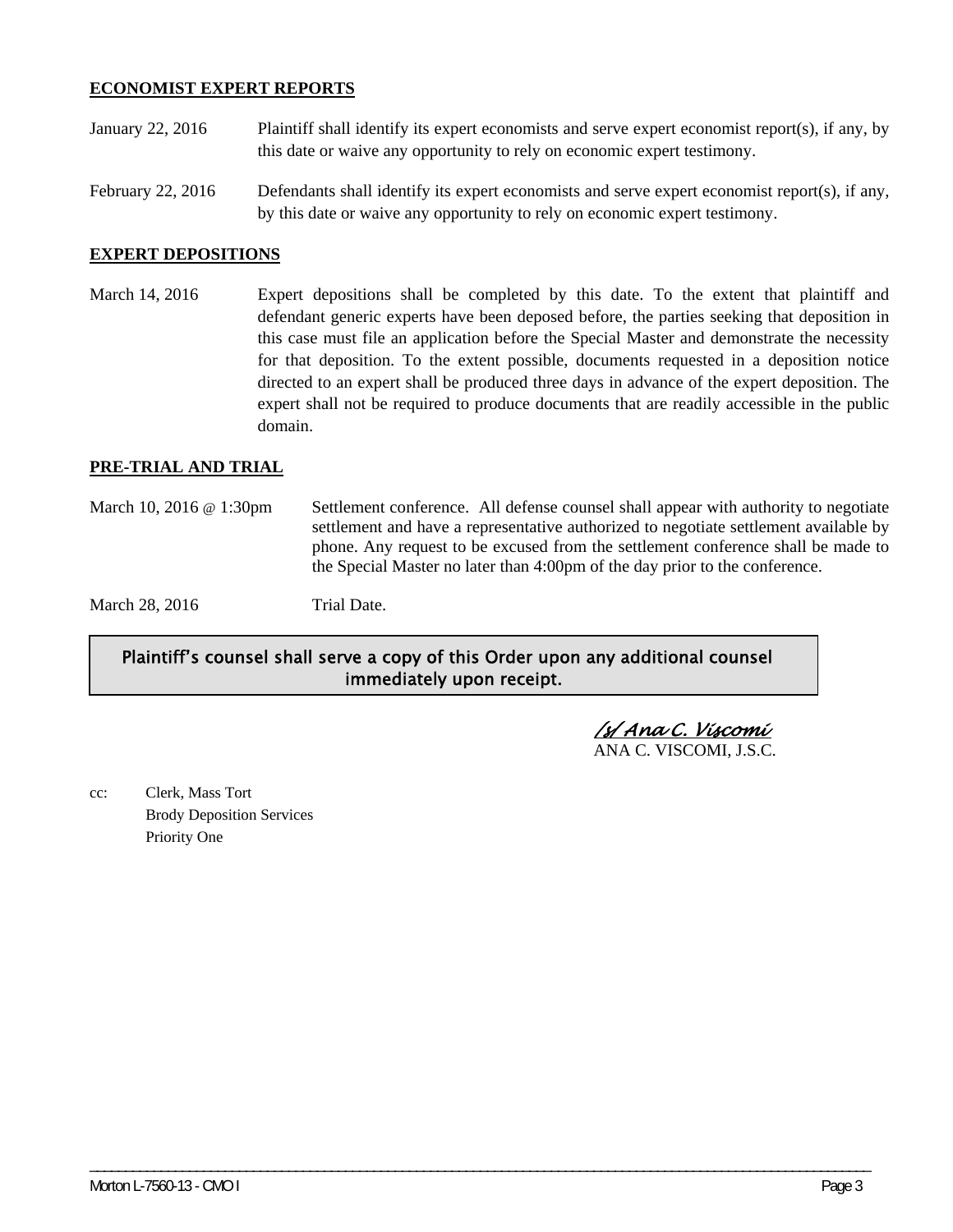## ECONOMIST EXPERT REPORTS

| | |
|---|---|
| January 22, 2016 | Plaintiff shall identify its expert economists and serve expert economist report(s), if any, by this date or waive any opportunity to rely on economic expert testimony. |
| February 22, 2016 | Defendants shall identify its expert economists and serve expert economist report(s), if any, by this date or waive any opportunity to rely on economic expert testimony. |

## EXPERT DEPOSITIONS

| | |
|---|---|
| March 14, 2016 | Expert depositions shall be completed by this date. To the extent that plaintiff and defendant generic experts have been deposed before, the parties seeking that deposition in this case must file an application before the Special Master and demonstrate the necessity for that deposition. To the extent possible, documents requested in a deposition notice directed to an expert shall be produced three days in advance of the expert deposition. The expert shall not be required to produce documents that are readily accessible in the public domain. |

## PRE-TRIAL AND TRIAL

| | |
|---|---|
| March 10, 2016 @ 1:30pm | Settlement conference. All defense counsel shall appear with authority to negotiate settlement and have a representative authorized to negotiate settlement available by phone. Any request to be excused from the settlement conference shall be made to the Special Master no later than 4:00pm of the day prior to the conference. |
| March 28, 2016 | Trial Date. |

**Plaintiff's counsel shall serve a copy of this Order upon any additional counsel immediately upon receipt.**

*/s/ Ana C. Viscomi*
ANA C. VISCOMI, J.S.C.

cc: Clerk, Mass Tort
Brody Deposition Services
Priority One